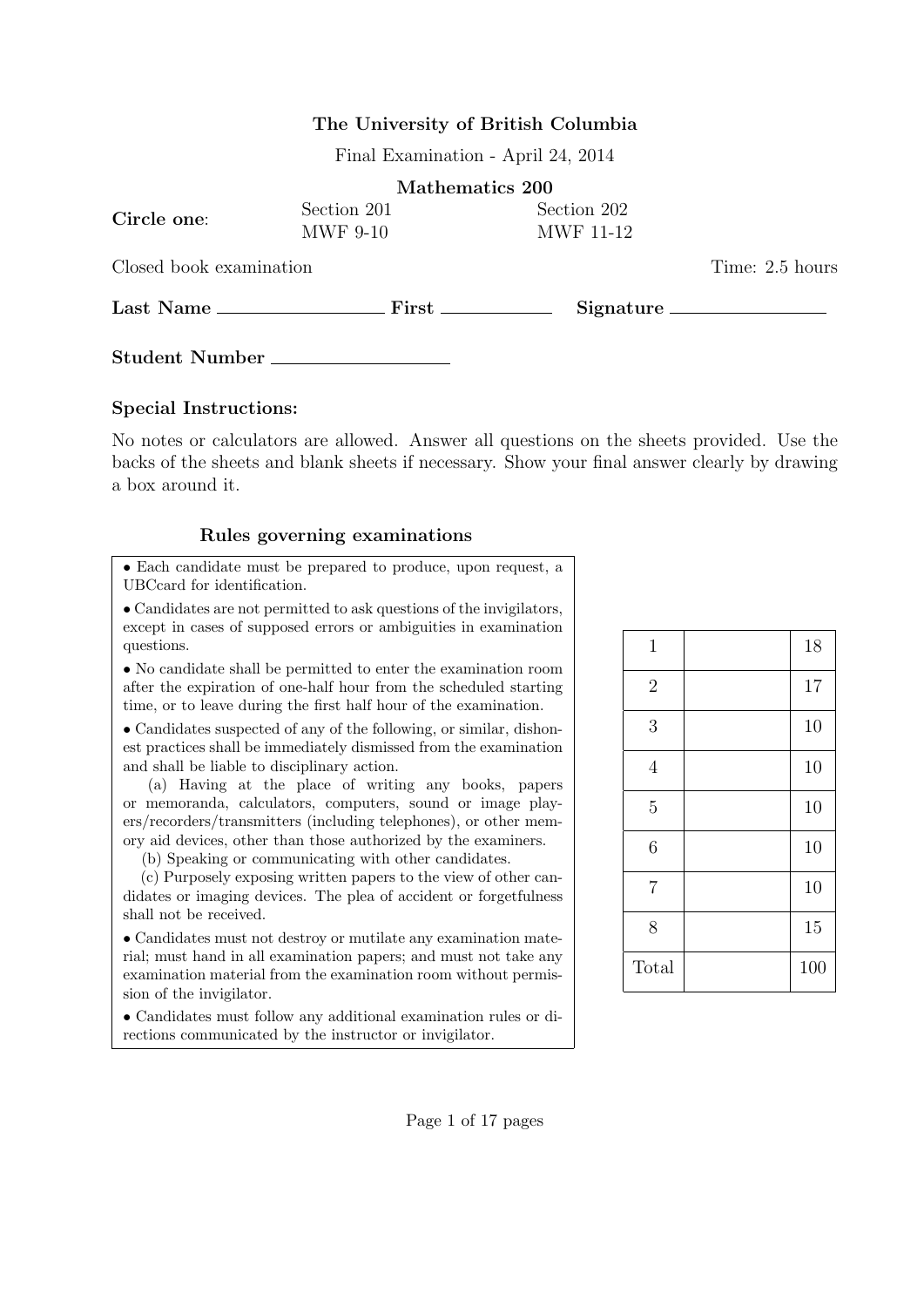**The University of British Columbia**

Final Examination - April 24, 2014

**Mathematics 200**

**Circle one**: Section 201 MWF 9-10 | Section 202 MWF 11-12

Closed book examination | Time: 2.5 hours

**Last Name** ________________ **First** ____________ **Signature** ________________

**Student Number** ________________

**Special Instructions:**

No notes or calculators are allowed. Answer all questions on the sheets provided. Use the backs of the sheets and blank sheets if necessary. Show your final answer clearly by drawing a box around it.

**Rules governing examinations**

- Each candidate must be prepared to produce, upon request, a UBCcard for identification.
- Candidates are not permitted to ask questions of the invigilators, except in cases of supposed errors or ambiguities in examination questions.
- No candidate shall be permitted to enter the examination room after the expiration of one-half hour from the scheduled starting time, or to leave during the first half hour of the examination.
- Candidates suspected of any of the following, or similar, dishonest practices shall be immediately dismissed from the examination and shall be liable to disciplinary action.
  - (a) Having at the place of writing any books, papers or memoranda, calculators, computers, sound or image players/recorders/transmitters (including telephones), or other memory aid devices, other than those authorized by the examiners.
  - (b) Speaking or communicating with other candidates.
  - (c) Purposely exposing written papers to the view of other candidates or imaging devices. The plea of accident or forgetfulness shall not be received.
- Candidates must not destroy or mutilate any examination material; must hand in all examination papers; and must not take any examination material from the examination room without permission of the invigilator.
- Candidates must follow any additional examination rules or directions communicated by the instructor or invigilator.

| Question | Score | Max |
|---|---|---|
| 1 | | 18 |
| 2 | | 17 |
| 3 | | 10 |
| 4 | | 10 |
| 5 | | 10 |
| 6 | | 10 |
| 7 | | 10 |
| 8 | | 15 |
| Total | | 100 |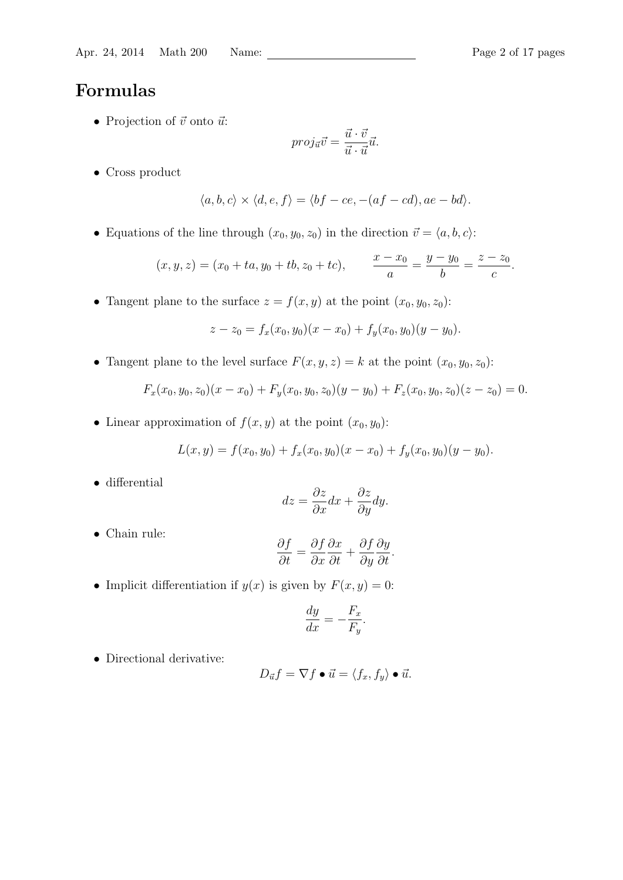# Formulas

- Projection of $\vec{v}$ onto $\vec{u}$:

$$proj_{\vec{u}}\vec{v} = \frac{\vec{u} \cdot \vec{v}}{\vec{u} \cdot \vec{u}}\vec{u}.$$

- Cross product

$$\langle a, b, c \rangle \times \langle d, e, f \rangle = \langle bf - ce, -(af - cd), ae - bd \rangle.$$

- Equations of the line through $(x_0, y_0, z_0)$ in the direction $\vec{v} = \langle a, b, c \rangle$:

$$(x, y, z) = (x_0 + ta, y_0 + tb, z_0 + tc), \qquad \frac{x - x_0}{a} = \frac{y - y_0}{b} = \frac{z - z_0}{c}.$$

- Tangent plane to the surface $z = f(x, y)$ at the point $(x_0, y_0, z_0)$:

$$z - z_0 = f_x(x_0, y_0)(x - x_0) + f_y(x_0, y_0)(y - y_0).$$

- Tangent plane to the level surface $F(x, y, z) = k$ at the point $(x_0, y_0, z_0)$:

$$F_x(x_0, y_0, z_0)(x - x_0) + F_y(x_0, y_0, z_0)(y - y_0) + F_z(x_0, y_0, z_0)(z - z_0) = 0.$$

- Linear approximation of $f(x, y)$ at the point $(x_0, y_0)$:

$$L(x, y) = f(x_0, y_0) + f_x(x_0, y_0)(x - x_0) + f_y(x_0, y_0)(y - y_0).$$

- differential

$$dz = \frac{\partial z}{\partial x}dx + \frac{\partial z}{\partial y}dy.$$

- Chain rule:

$$\frac{\partial f}{\partial t} = \frac{\partial f}{\partial x}\frac{\partial x}{\partial t} + \frac{\partial f}{\partial y}\frac{\partial y}{\partial t}.$$

- Implicit differentiation if $y(x)$ is given by $F(x, y) = 0$:

$$\frac{dy}{dx} = -\frac{F_x}{F_y}.$$

- Directional derivative:

$$D_{\vec{u}}f = \nabla f \bullet \vec{u} = \langle f_x, f_y \rangle \bullet \vec{u}.$$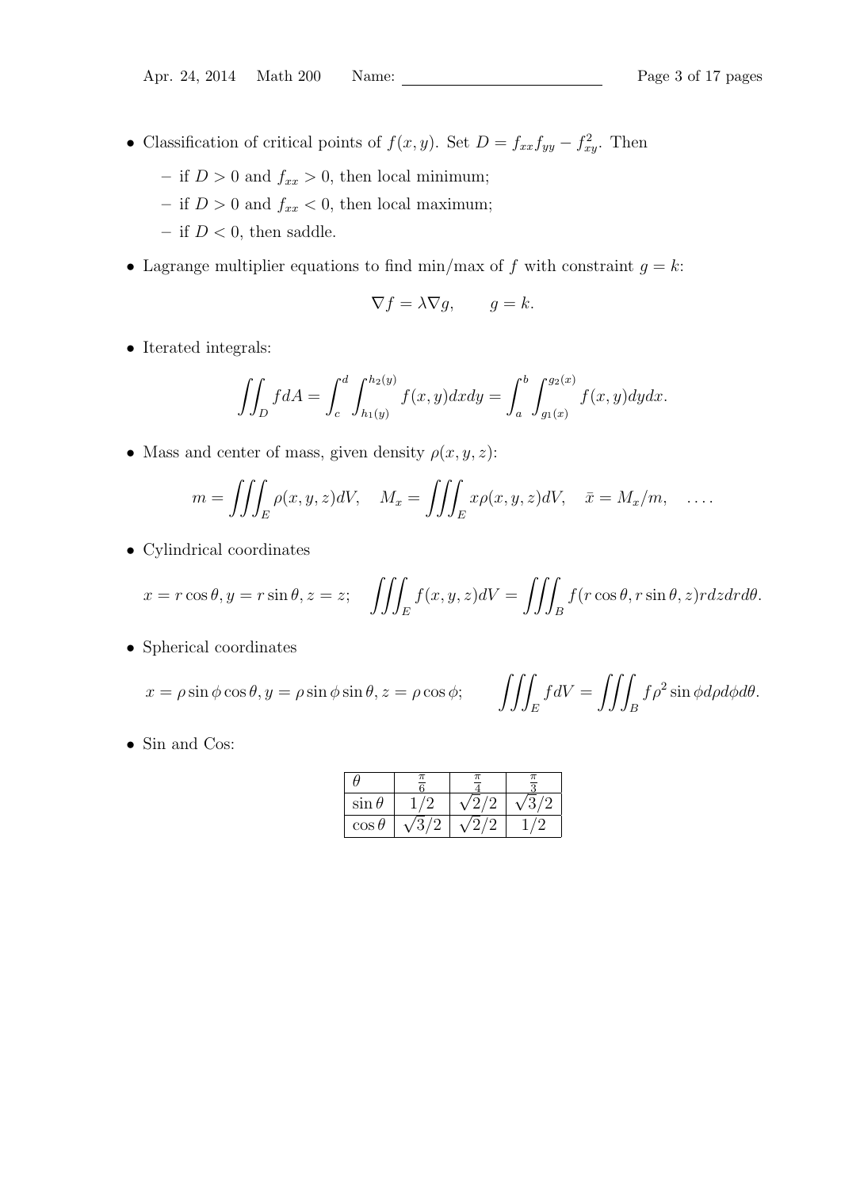- Classification of critical points of $f(x, y)$. Set $D = f_{xx}f_{yy} - f_{xy}^2$. Then
  - if $D > 0$ and $f_{xx} > 0$, then local minimum;
  - if $D > 0$ and $f_{xx} < 0$, then local maximum;
  - if $D < 0$, then saddle.

- Lagrange multiplier equations to find min/max of $f$ with constraint $g = k$:

$$\nabla f = \lambda \nabla g, \qquad g = k.$$

- Iterated integrals:

$$\iint_D f dA = \int_c^d \int_{h_1(y)}^{h_2(y)} f(x, y) dx dy = \int_a^b \int_{g_1(x)}^{g_2(x)} f(x, y) dy dx.$$

- Mass and center of mass, given density $\rho(x, y, z)$:

$$m = \iiint_E \rho(x, y, z) dV, \quad M_x = \iiint_E x\rho(x, y, z) dV, \quad \bar{x} = M_x/m, \quad \ldots.$$

- Cylindrical coordinates

$$x = r\cos\theta, y = r\sin\theta, z = z; \quad \iiint_E f(x, y, z) dV = \iiint_B f(r\cos\theta, r\sin\theta, z) r dz dr d\theta.$$

- Spherical coordinates

$$x = \rho\sin\phi\cos\theta, y = \rho\sin\phi\sin\theta, z = \rho\cos\phi; \qquad \iiint_E f dV = \iiint_B f\rho^2 \sin\phi d\rho d\phi d\theta.$$

- Sin and Cos:

| $\theta$ | $\frac{\pi}{6}$ | $\frac{\pi}{4}$ | $\frac{\pi}{3}$ |
|---|---|---|---|
| $\sin\theta$ | $1/2$ | $\sqrt{2}/2$ | $\sqrt{3}/2$ |
| $\cos\theta$ | $\sqrt{3}/2$ | $\sqrt{2}/2$ | $1/2$ |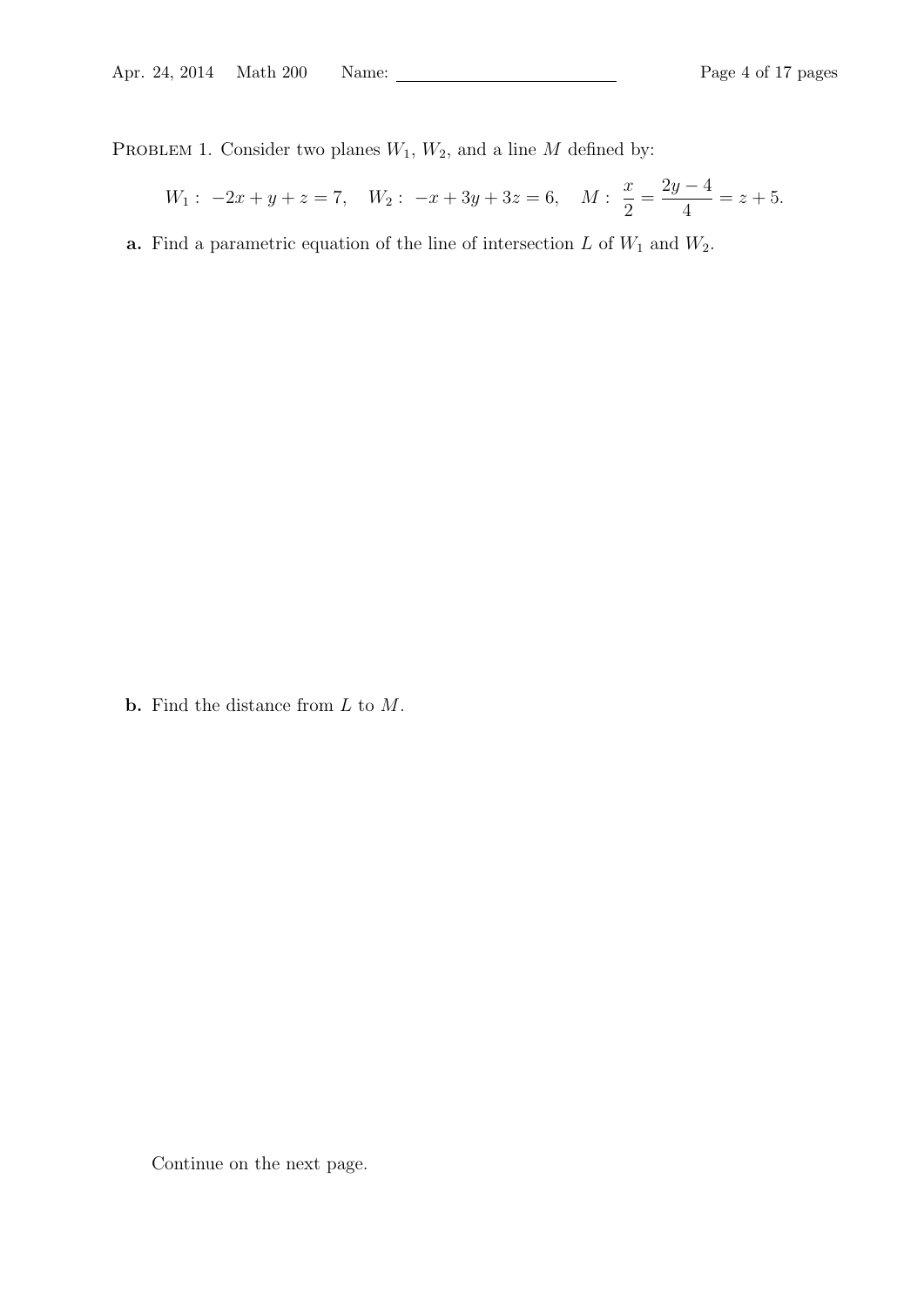Problem 1. Consider two planes $W_1$, $W_2$, and a line $M$ defined by:

$$W_1: \ -2x + y + z = 7, \quad W_2: \ -x + 3y + 3z = 6, \quad M: \ \frac{x}{2} = \frac{2y-4}{4} = z + 5.$$

**a.** Find a parametric equation of the line of intersection $L$ of $W_1$ and $W_2$.

**b.** Find the distance from $L$ to $M$.

Continue on the next page.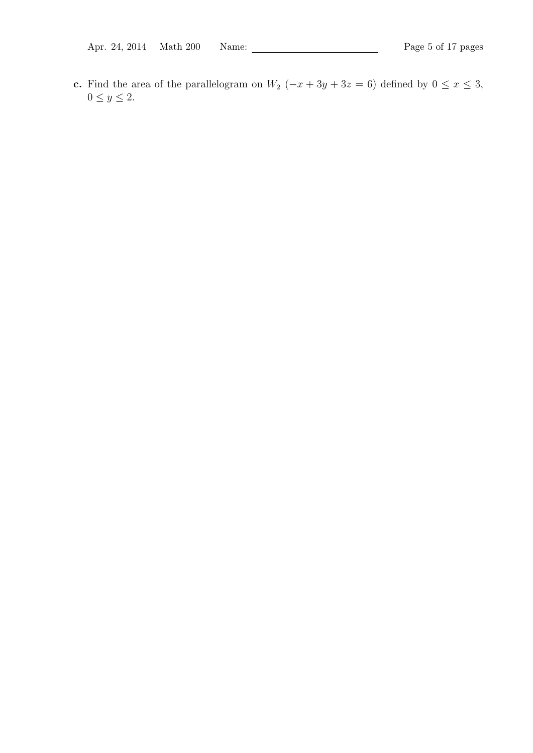**c.** Find the area of the parallelogram on $W_2$ $(-x + 3y + 3z = 6)$ defined by $0 \leq x \leq 3$, $0 \leq y \leq 2$.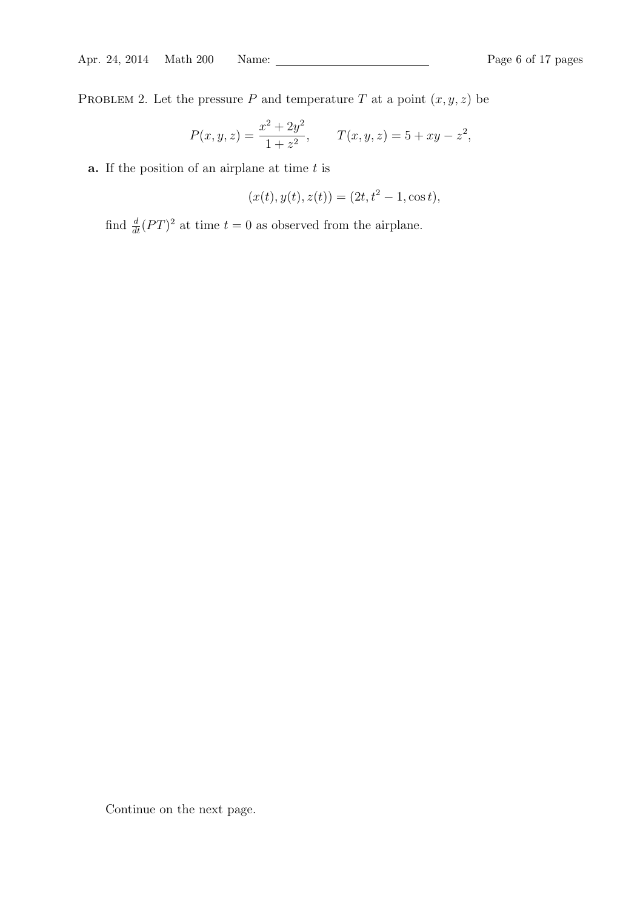PROBLEM 2. Let the pressure $P$ and temperature $T$ at a point $(x, y, z)$ be

$$P(x, y, z) = \frac{x^2 + 2y^2}{1 + z^2}, \qquad T(x, y, z) = 5 + xy - z^2,$$

**a.** If the position of an airplane at time $t$ is

$$(x(t), y(t), z(t)) = (2t, t^2 - 1, \cos t),$$

find $\frac{d}{dt}(PT)^2$ at time $t = 0$ as observed from the airplane.

Continue on the next page.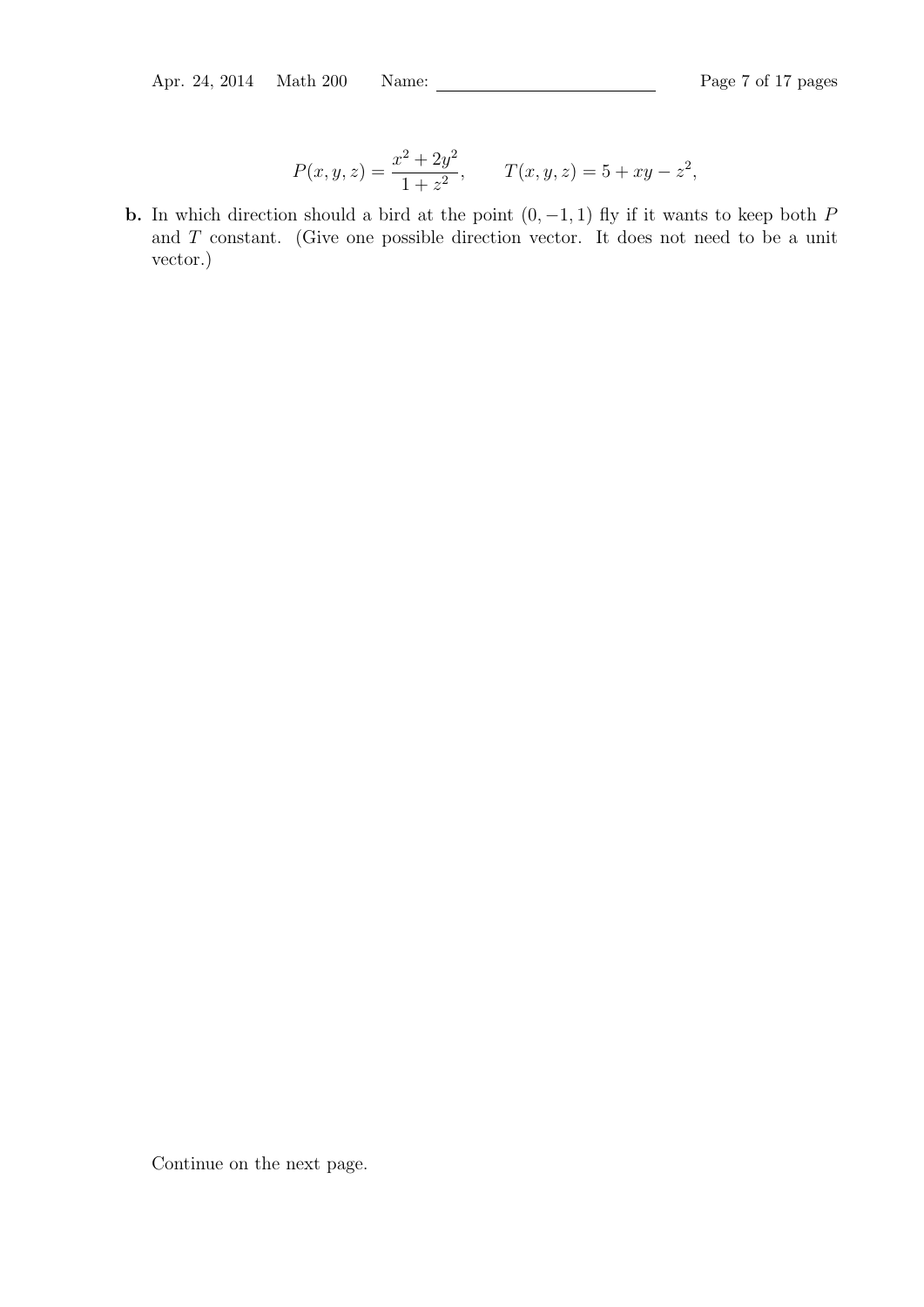$$P(x, y, z) = \frac{x^2 + 2y^2}{1 + z^2}, \qquad T(x, y, z) = 5 + xy - z^2,$$

**b.** In which direction should a bird at the point $(0, -1, 1)$ fly if it wants to keep both $P$ and $T$ constant. (Give one possible direction vector. It does not need to be a unit vector.)

Continue on the next page.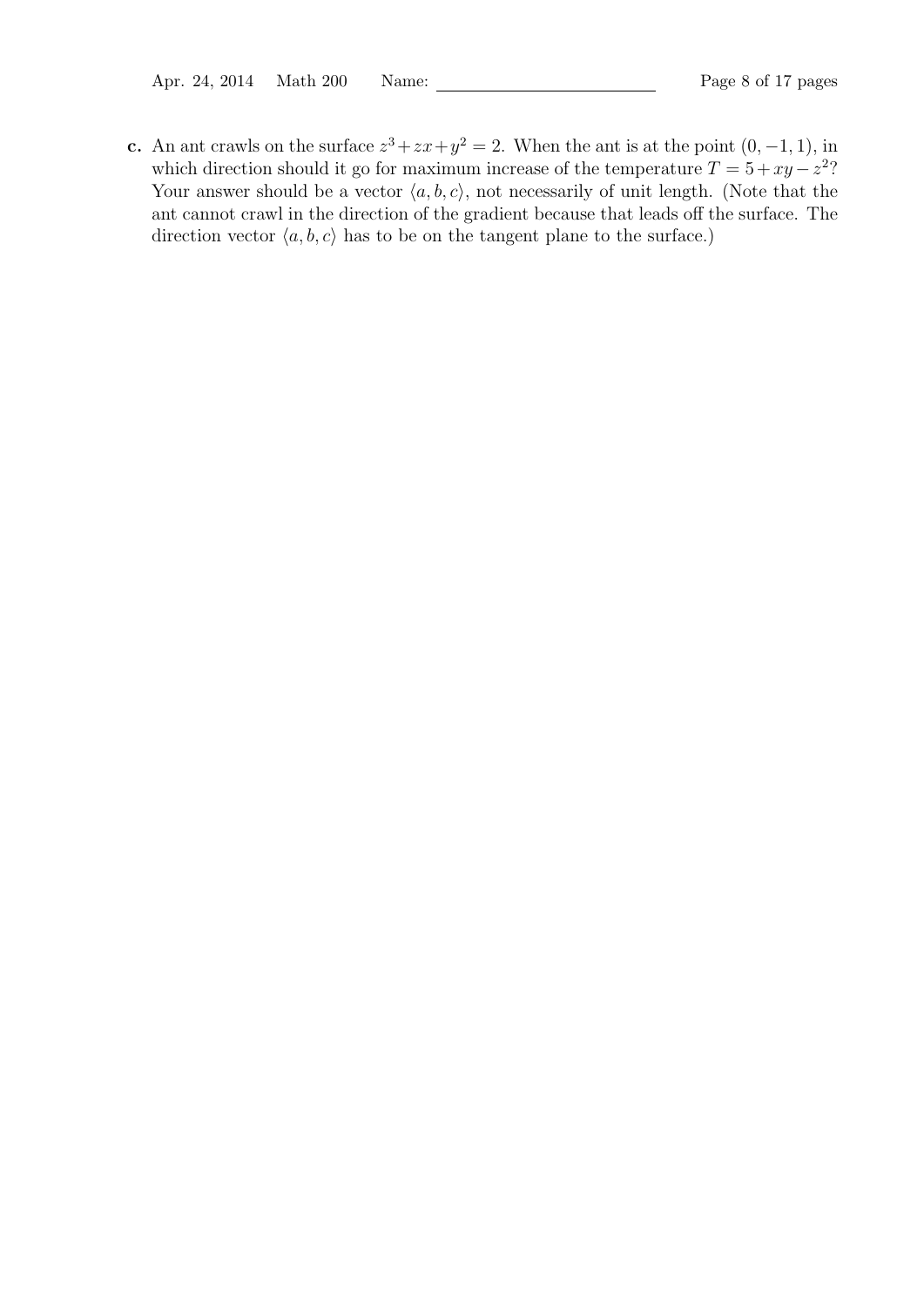**c.** An ant crawls on the surface $z^3 + zx + y^2 = 2$. When the ant is at the point $(0, -1, 1)$, in which direction should it go for maximum increase of the temperature $T = 5 + xy - z^2$? Your answer should be a vector $\langle a, b, c \rangle$, not necessarily of unit length. (Note that the ant cannot crawl in the direction of the gradient because that leads off the surface. The direction vector $\langle a, b, c \rangle$ has to be on the tangent plane to the surface.)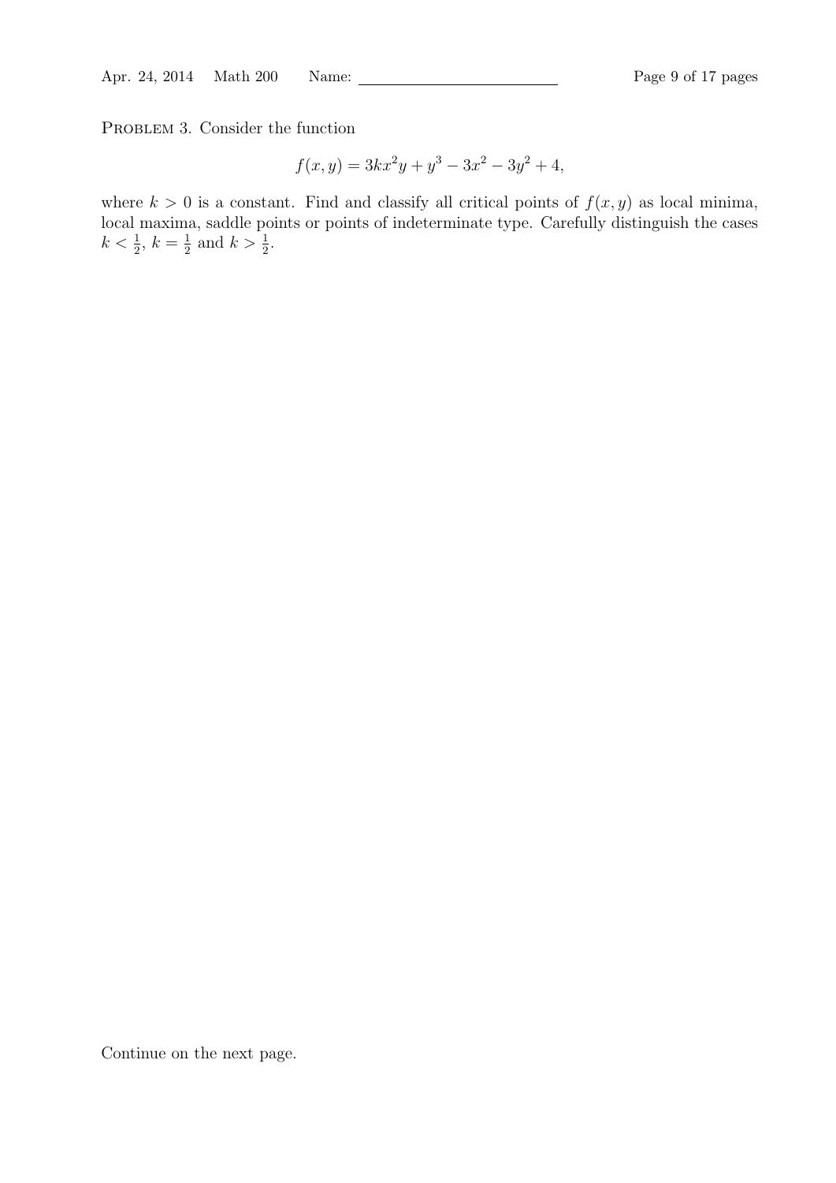Problem 3. Consider the function

$$f(x, y) = 3kx^2y + y^3 - 3x^2 - 3y^2 + 4,$$

where $k > 0$ is a constant. Find and classify all critical points of $f(x, y)$ as local minima, local maxima, saddle points or points of indeterminate type. Carefully distinguish the cases $k < \frac{1}{2}$, $k = \frac{1}{2}$ and $k > \frac{1}{2}$.

Continue on the next page.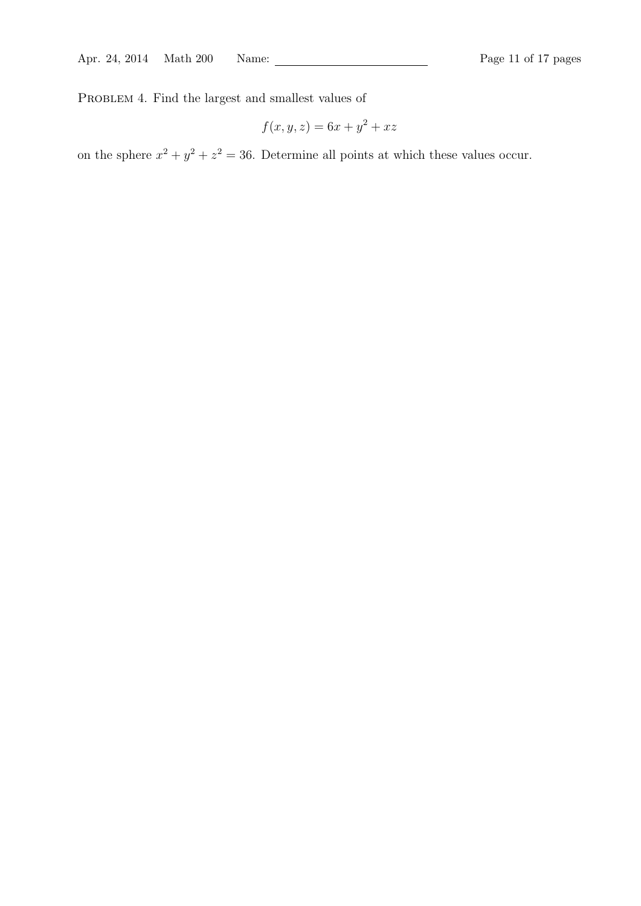PROBLEM 4. Find the largest and smallest values of

$$f(x, y, z) = 6x + y^2 + xz$$

on the sphere $x^2 + y^2 + z^2 = 36$. Determine all points at which these values occur.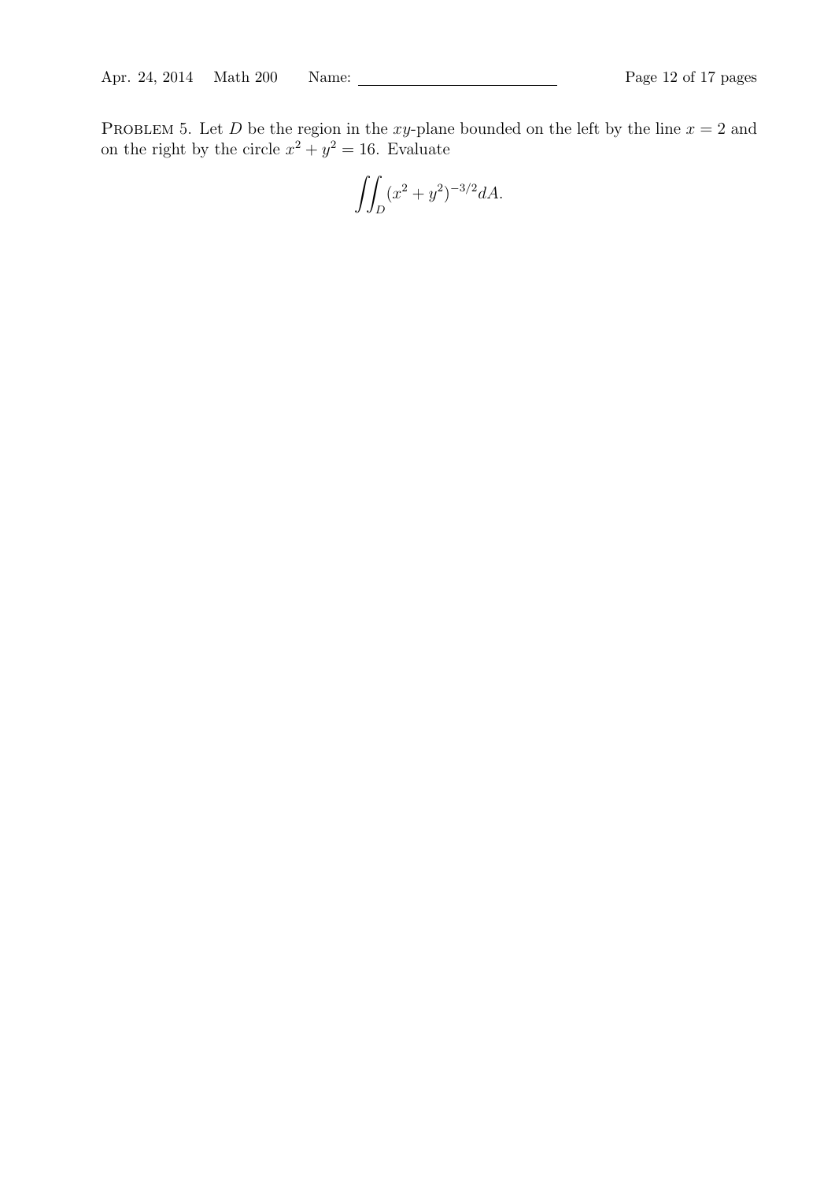PROBLEM 5. Let $D$ be the region in the $xy$-plane bounded on the left by the line $x = 2$ and on the right by the circle $x^2 + y^2 = 16$. Evaluate

$$\iint_D (x^2 + y^2)^{-3/2} dA.$$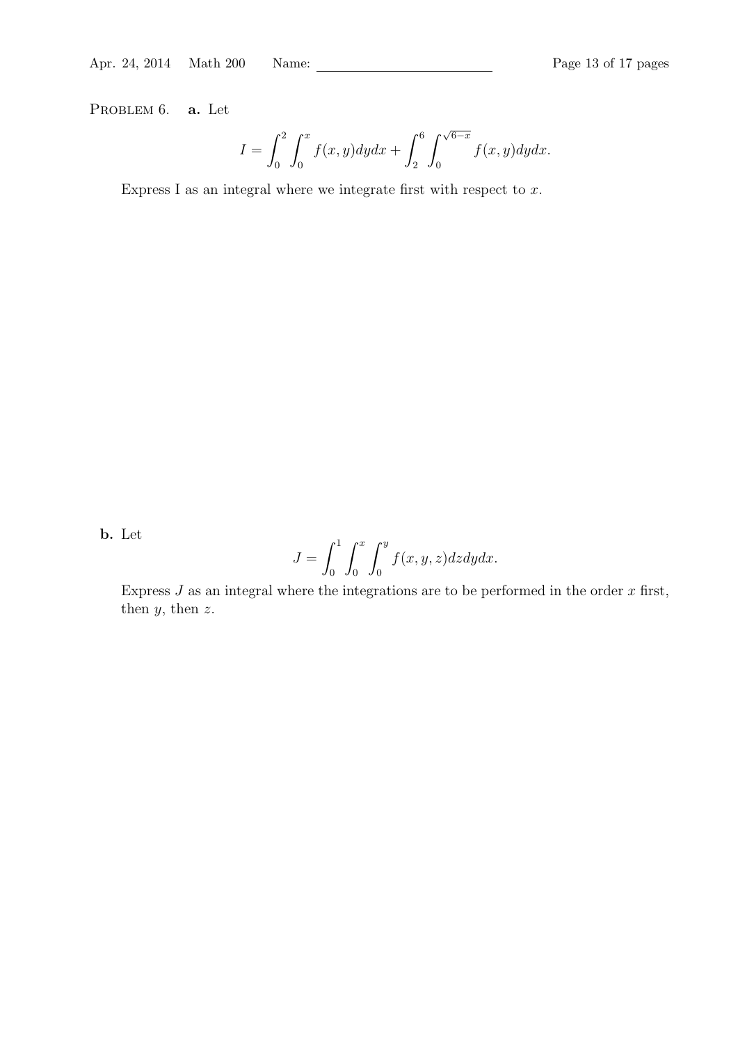Problem 6. **a.** Let

$$I = \int_0^2 \int_0^x f(x,y)dydx + \int_2^6 \int_0^{\sqrt{6-x}} f(x,y)dydx.$$

Express I as an integral where we integrate first with respect to $x$.

**b.** Let

$$J = \int_0^1 \int_0^x \int_0^y f(x,y,z)dzdydx.$$

Express $J$ as an integral where the integrations are to be performed in the order $x$ first, then $y$, then $z$.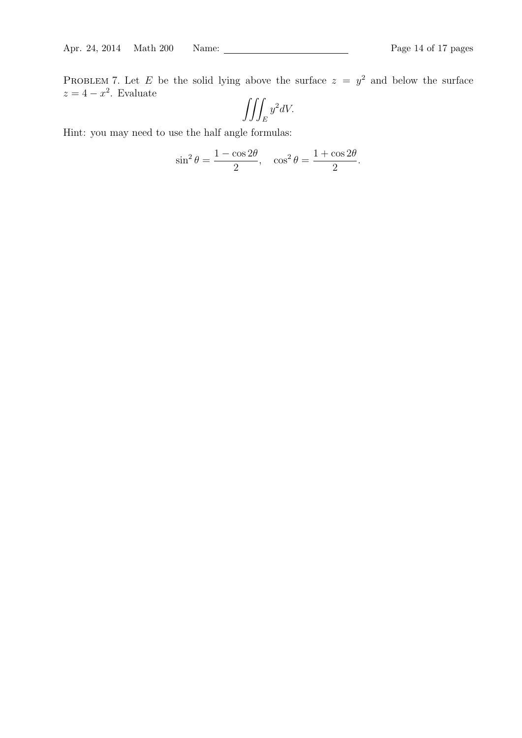Problem 7. Let $E$ be the solid lying above the surface $z = y^2$ and below the surface $z = 4 - x^2$. Evaluate

$$\iiint_E y^2 dV.$$

Hint: you may need to use the half angle formulas:

$$\sin^2\theta = \frac{1 - \cos 2\theta}{2}, \quad \cos^2\theta = \frac{1 + \cos 2\theta}{2}.$$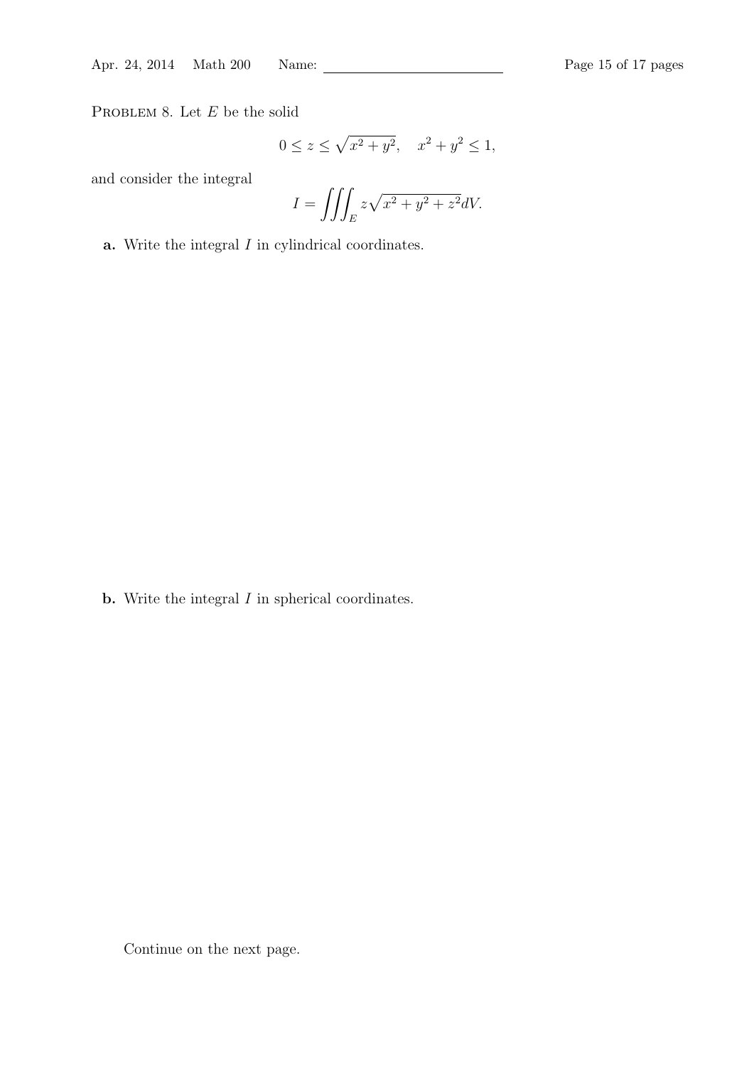PROBLEM 8. Let $E$ be the solid

$$0 \leq z \leq \sqrt{x^2 + y^2}, \quad x^2 + y^2 \leq 1,$$

and consider the integral

$$I = \iiint_E z\sqrt{x^2 + y^2 + z^2} dV.$$

**a.** Write the integral $I$ in cylindrical coordinates.

**b.** Write the integral $I$ in spherical coordinates.

Continue on the next page.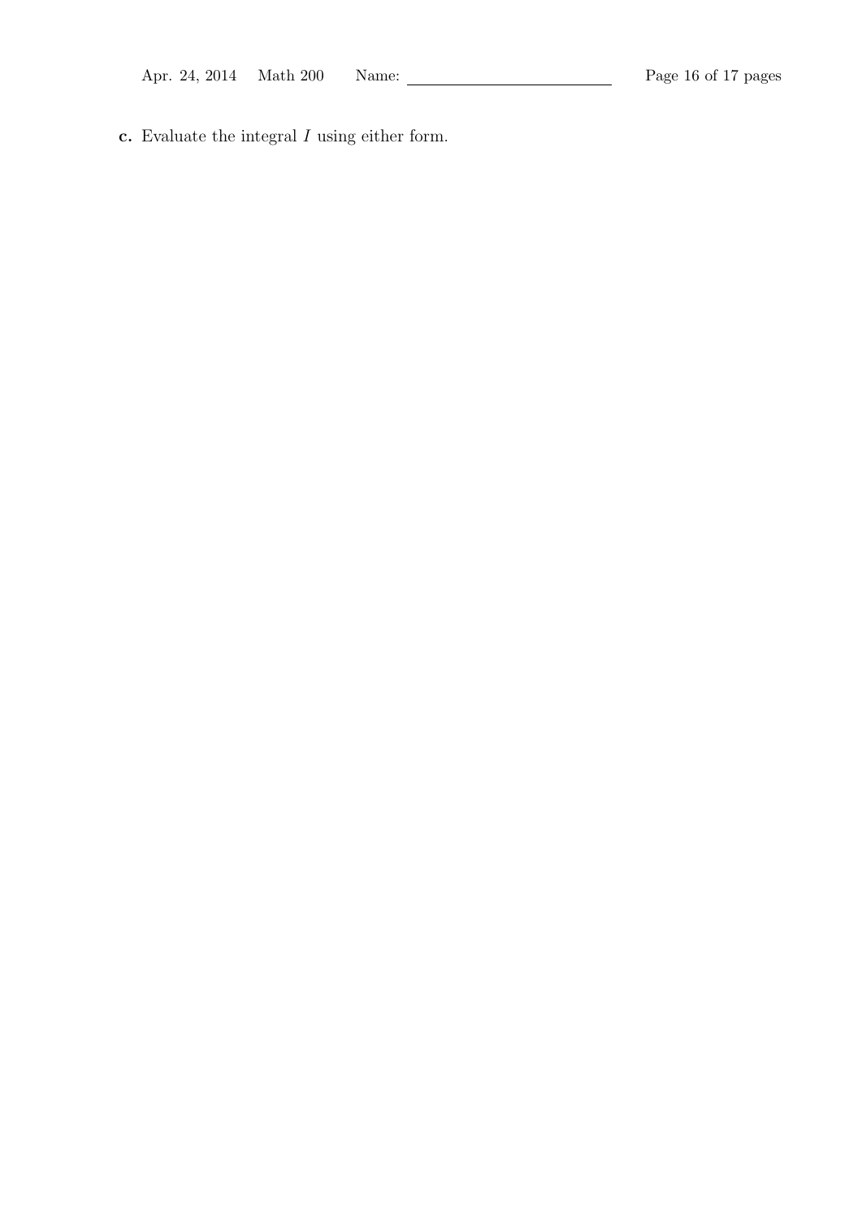**c.** Evaluate the integral $I$ using either form.